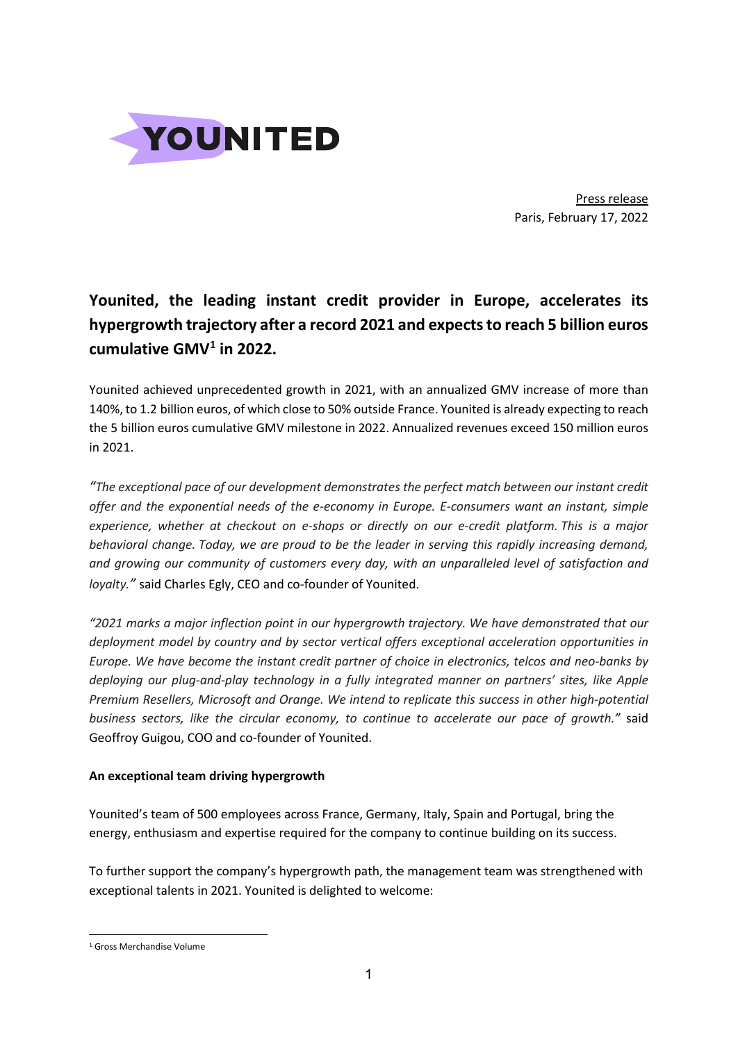YOUNITED

Press release
Paris, February 17, 2022

# Younited, the leading instant credit provider in Europe, accelerates its hypergrowth trajectory after a record 2021 and expects to reach 5 billion euros cumulative GMV[1] in 2022.

Younited achieved unprecedented growth in 2021, with an annualized GMV increase of more than 140%, to 1.2 billion euros, of which close to 50% outside France. Younited is already expecting to reach the 5 billion euros cumulative GMV milestone in 2022. Annualized revenues exceed 150 million euros in 2021.

*"The exceptional pace of our development demonstrates the perfect match between our instant credit offer and the exponential needs of the e-economy in Europe. E-consumers want an instant, simple experience, whether at checkout on e-shops or directly on our e-credit platform. This is a major behavioral change. Today, we are proud to be the leader in serving this rapidly increasing demand, and growing our community of customers every day, with an unparalleled level of satisfaction and loyalty."* said Charles Egly, CEO and co-founder of Younited.

*"2021 marks a major inflection point in our hypergrowth trajectory. We have demonstrated that our deployment model by country and by sector vertical offers exceptional acceleration opportunities in Europe. We have become the instant credit partner of choice in electronics, telcos and neo-banks by deploying our plug-and-play technology in a fully integrated manner on partners' sites, like Apple Premium Resellers, Microsoft and Orange. We intend to replicate this success in other high-potential business sectors, like the circular economy, to continue to accelerate our pace of growth."* said Geoffroy Guigou, COO and co-founder of Younited.

**An exceptional team driving hypergrowth**

Younited's team of 500 employees across France, Germany, Italy, Spain and Portugal, bring the energy, enthusiasm and expertise required for the company to continue building on its success.

To further support the company's hypergrowth path, the management team was strengthened with exceptional talents in 2021. Younited is delighted to welcome:

[1] Gross Merchandise Volume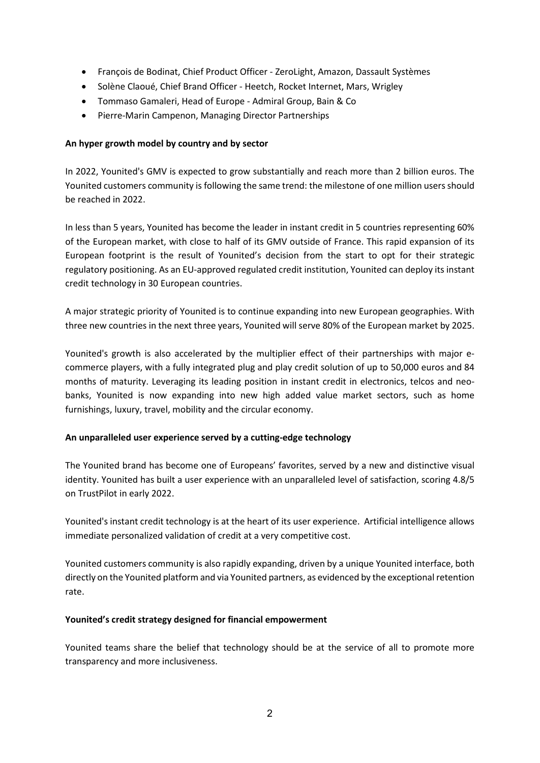- François de Bodinat, Chief Product Officer - ZeroLight, Amazon, Dassault Systèmes
- Solène Claoué, Chief Brand Officer - Heetch, Rocket Internet, Mars, Wrigley
- Tommaso Gamaleri, Head of Europe - Admiral Group, Bain & Co
- Pierre-Marin Campenon, Managing Director Partnerships

**An hyper growth model by country and by sector**

In 2022, Younited's GMV is expected to grow substantially and reach more than 2 billion euros. The Younited customers community is following the same trend: the milestone of one million users should be reached in 2022.

In less than 5 years, Younited has become the leader in instant credit in 5 countries representing 60% of the European market, with close to half of its GMV outside of France. This rapid expansion of its European footprint is the result of Younited's decision from the start to opt for their strategic regulatory positioning. As an EU-approved regulated credit institution, Younited can deploy its instant credit technology in 30 European countries.

A major strategic priority of Younited is to continue expanding into new European geographies. With three new countries in the next three years, Younited will serve 80% of the European market by 2025.

Younited's growth is also accelerated by the multiplier effect of their partnerships with major e-commerce players, with a fully integrated plug and play credit solution of up to 50,000 euros and 84 months of maturity. Leveraging its leading position in instant credit in electronics, telcos and neo-banks, Younited is now expanding into new high added value market sectors, such as home furnishings, luxury, travel, mobility and the circular economy.

**An unparalleled user experience served by a cutting-edge technology**

The Younited brand has become one of Europeans' favorites, served by a new and distinctive visual identity. Younited has built a user experience with an unparalleled level of satisfaction, scoring 4.8/5 on TrustPilot in early 2022.

Younited's instant credit technology is at the heart of its user experience. Artificial intelligence allows immediate personalized validation of credit at a very competitive cost.

Younited customers community is also rapidly expanding, driven by a unique Younited interface, both directly on the Younited platform and via Younited partners, as evidenced by the exceptional retention rate.

**Younited's credit strategy designed for financial empowerment**

Younited teams share the belief that technology should be at the service of all to promote more transparency and more inclusiveness.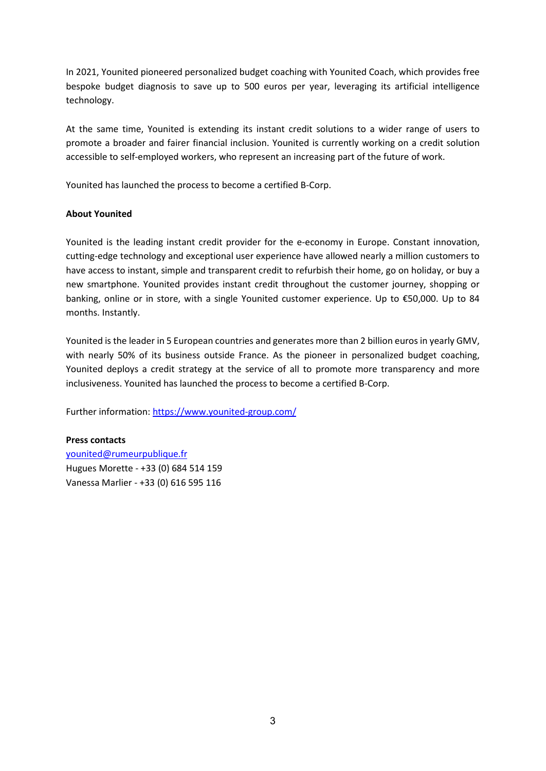In 2021, Younited pioneered personalized budget coaching with Younited Coach, which provides free bespoke budget diagnosis to save up to 500 euros per year, leveraging its artificial intelligence technology.

At the same time, Younited is extending its instant credit solutions to a wider range of users to promote a broader and fairer financial inclusion. Younited is currently working on a credit solution accessible to self-employed workers, who represent an increasing part of the future of work.

Younited has launched the process to become a certified B-Corp.

**About Younited**

Younited is the leading instant credit provider for the e-economy in Europe. Constant innovation, cutting-edge technology and exceptional user experience have allowed nearly a million customers to have access to instant, simple and transparent credit to refurbish their home, go on holiday, or buy a new smartphone. Younited provides instant credit throughout the customer journey, shopping or banking, online or in store, with a single Younited customer experience. Up to €50,000. Up to 84 months. Instantly.

Younited is the leader in 5 European countries and generates more than 2 billion euros in yearly GMV, with nearly 50% of its business outside France. As the pioneer in personalized budget coaching, Younited deploys a credit strategy at the service of all to promote more transparency and more inclusiveness. Younited has launched the process to become a certified B-Corp.

Further information: [https://www.younited-group.com/](https://www.younited-group.com/)

**Press contacts**
[younited@rumeurpublique.fr](mailto:younited@rumeurpublique.fr)
Hugues Morette - +33 (0) 684 514 159
Vanessa Marlier - +33 (0) 616 595 116